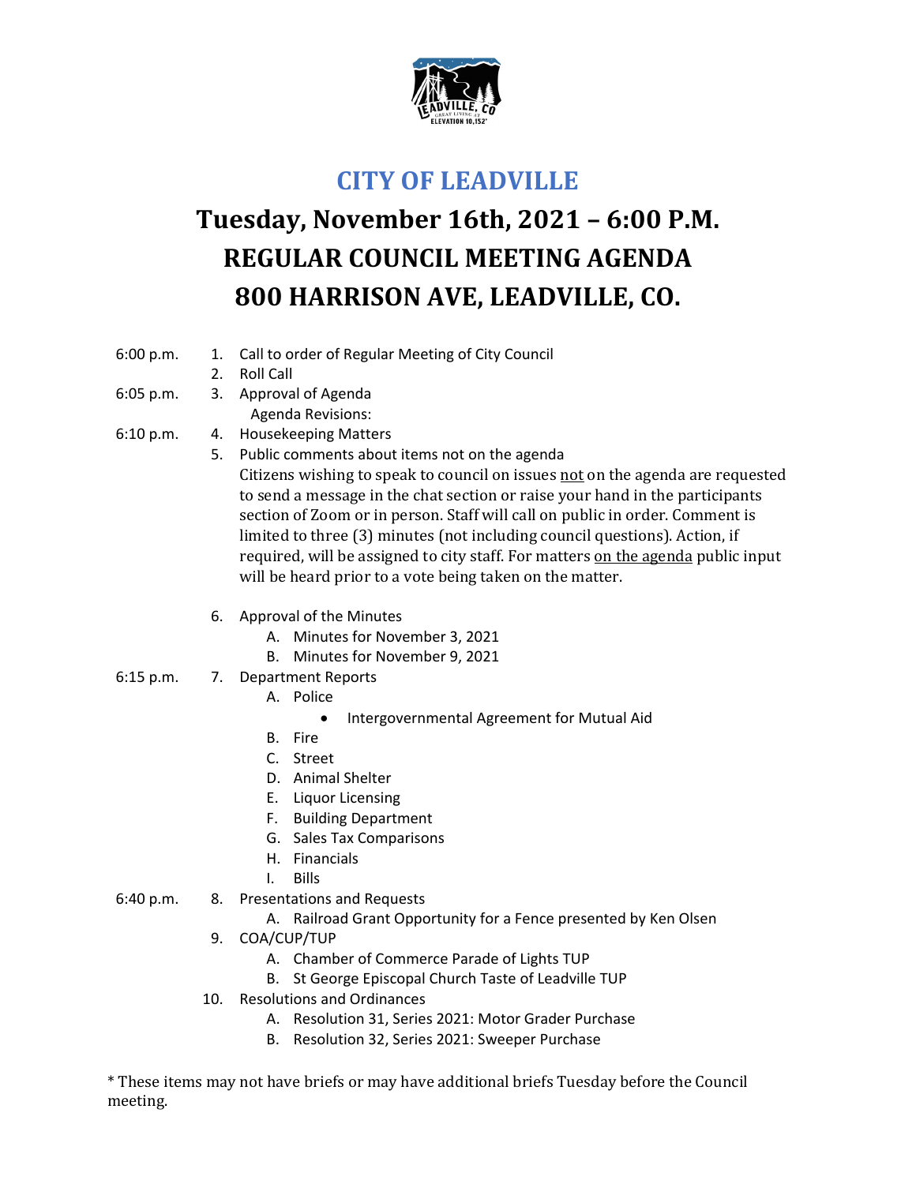# CITY OF LEADVILLE

## Tuesday, November 16th, 2021 – 6:00 P.M.
## REGULAR COUNCIL MEETING AGENDA
## 800 HARRISON AVE, LEADVILLE, CO.

6:00 p.m.
1. Call to order of Regular Meeting of City Council
2. Roll Call

6:05 p.m.
3. Approval of Agenda
   Agenda Revisions:

6:10 p.m.
4. Housekeeping Matters
5. Public comments about items not on the agenda
   Citizens wishing to speak to council on issues <u>not</u> on the agenda are requested to send a message in the chat section or raise your hand in the participants section of Zoom or in person. Staff will call on public in order. Comment is limited to three (3) minutes (not including council questions). Action, if required, will be assigned to city staff. For matters <u>on the agenda</u> public input will be heard prior to a vote being taken on the matter.
6. Approval of the Minutes
   A. Minutes for November 3, 2021
   B. Minutes for November 9, 2021

6:15 p.m.
7. Department Reports
   A. Police
      - Intergovernmental Agreement for Mutual Aid
   B. Fire
   C. Street
   D. Animal Shelter
   E. Liquor Licensing
   F. Building Department
   G. Sales Tax Comparisons
   H. Financials
   I. Bills

6:40 p.m.
8. Presentations and Requests
   A. Railroad Grant Opportunity for a Fence presented by Ken Olsen
9. COA/CUP/TUP
   A. Chamber of Commerce Parade of Lights TUP
   B. St George Episcopal Church Taste of Leadville TUP
10. Resolutions and Ordinances
    A. Resolution 31, Series 2021: Motor Grader Purchase
    B. Resolution 32, Series 2021: Sweeper Purchase

* These items may not have briefs or may have additional briefs Tuesday before the Council meeting.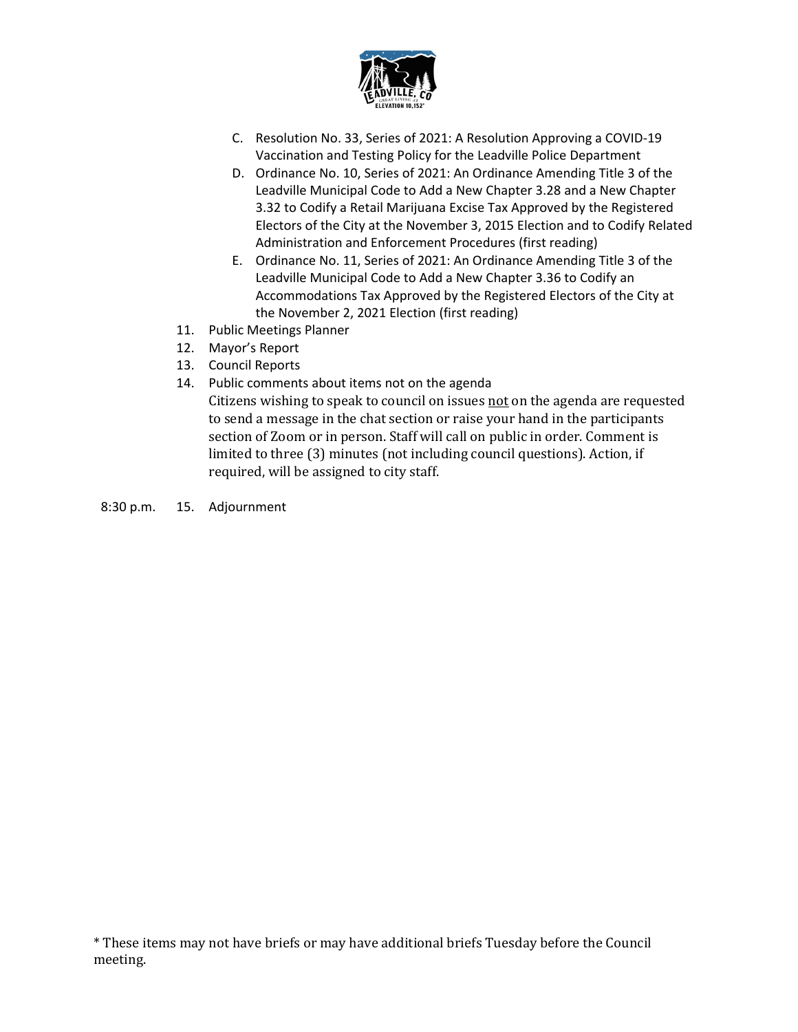C. Resolution No. 33, Series of 2021: A Resolution Approving a COVID-19 Vaccination and Testing Policy for the Leadville Police Department
D. Ordinance No. 10, Series of 2021: An Ordinance Amending Title 3 of the Leadville Municipal Code to Add a New Chapter 3.28 and a New Chapter 3.32 to Codify a Retail Marijuana Excise Tax Approved by the Registered Electors of the City at the November 3, 2015 Election and to Codify Related Administration and Enforcement Procedures (first reading)
E. Ordinance No. 11, Series of 2021: An Ordinance Amending Title 3 of the Leadville Municipal Code to Add a New Chapter 3.36 to Codify an Accommodations Tax Approved by the Registered Electors of the City at the November 2, 2021 Election (first reading)

11. Public Meetings Planner
12. Mayor's Report
13. Council Reports
14. Public comments about items not on the agenda
    Citizens wishing to speak to council on issues <u>not</u> on the agenda are requested to send a message in the chat section or raise your hand in the participants section of Zoom or in person. Staff will call on public in order. Comment is limited to three (3) minutes (not including council questions). Action, if required, will be assigned to city staff.

8:30 p.m. 15. Adjournment

* These items may not have briefs or may have additional briefs Tuesday before the Council meeting.